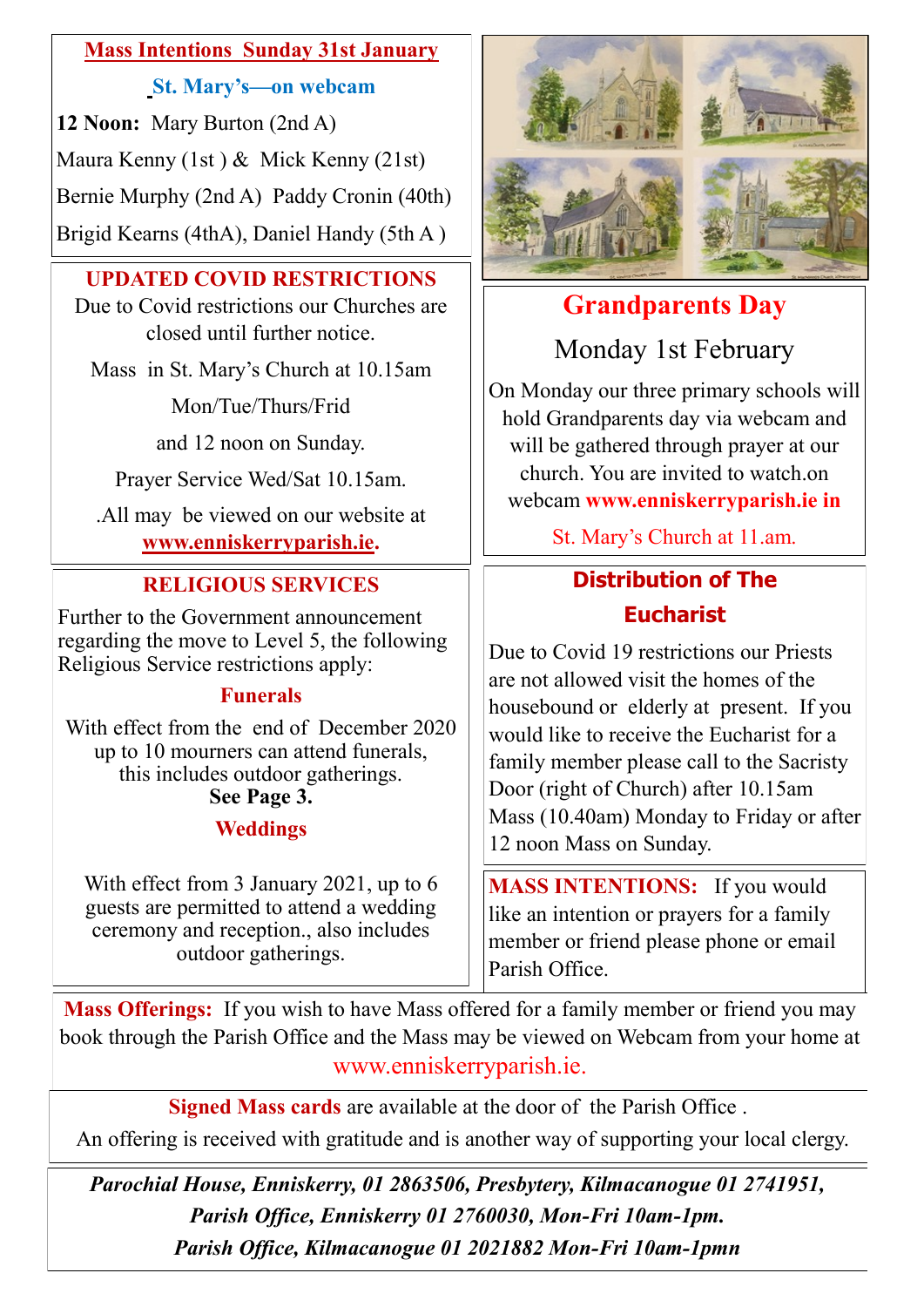## Mass Intentions Sunday 31st January

### St. Mary's—on webcam

**12 Noon:** Mary Burton (2nd A)

Maura Kenny (1st ) & Mick Kenny (21st)

Bernie Murphy (2nd A) Paddy Cronin (40th)

Brigid Kearns (4thA), Daniel Handy (5th A )

## UPDATED COVID RESTRICTIONS

Due to Covid restrictions our Churches are closed until further notice.

Mass in St. Mary's Church at 10.15am

Mon/Tue/Thurs/Frid

and 12 noon on Sunday.

Prayer Service Wed/Sat 10.15am.

.All may be viewed on our website at **www.enniskerryparish.ie.**

## RELIGIOUS SERVICES

Further to the Government announcement regarding the move to Level 5, the following Religious Service restrictions apply:

### Funerals

With effect from the end of December 2020 up to 10 mourners can attend funerals, this includes outdoor gatherings.
**See Page 3.**

### Weddings

With effect from 3 January 2021, up to 6 guests are permitted to attend a wedding ceremony and reception., also includes outdoor gatherings.

## Grandparents Day

Monday 1st February

On Monday our three primary schools will hold Grandparents day via webcam and will be gathered through prayer at our church. You are invited to watch.on webcam **www.enniskerryparish.ie in**

St. Mary's Church at 11.am.

## Distribution of The Eucharist

Due to Covid 19 restrictions our Priests are not allowed visit the homes of the housebound or elderly at present. If you would like to receive the Eucharist for a family member please call to the Sacristy Door (right of Church) after 10.15am Mass (10.40am) Monday to Friday or after 12 noon Mass on Sunday.

**MASS INTENTIONS:** If you would like an intention or prayers for a family member or friend please phone or email Parish Office.

**Mass Offerings:** If you wish to have Mass offered for a family member or friend you may book through the Parish Office and the Mass may be viewed on Webcam from your home at www.enniskerryparish.ie.

**Signed Mass cards** are available at the door of the Parish Office .
An offering is received with gratitude and is another way of supporting your local clergy.

***Parochial House, Enniskerry, 01 2863506, Presbytery, Kilmacanogue 01 2741951,***
***Parish Office, Enniskerry 01 2760030, Mon-Fri 10am-1pm.***
***Parish Office, Kilmacanogue 01 2021882 Mon-Fri 10am-1pmn***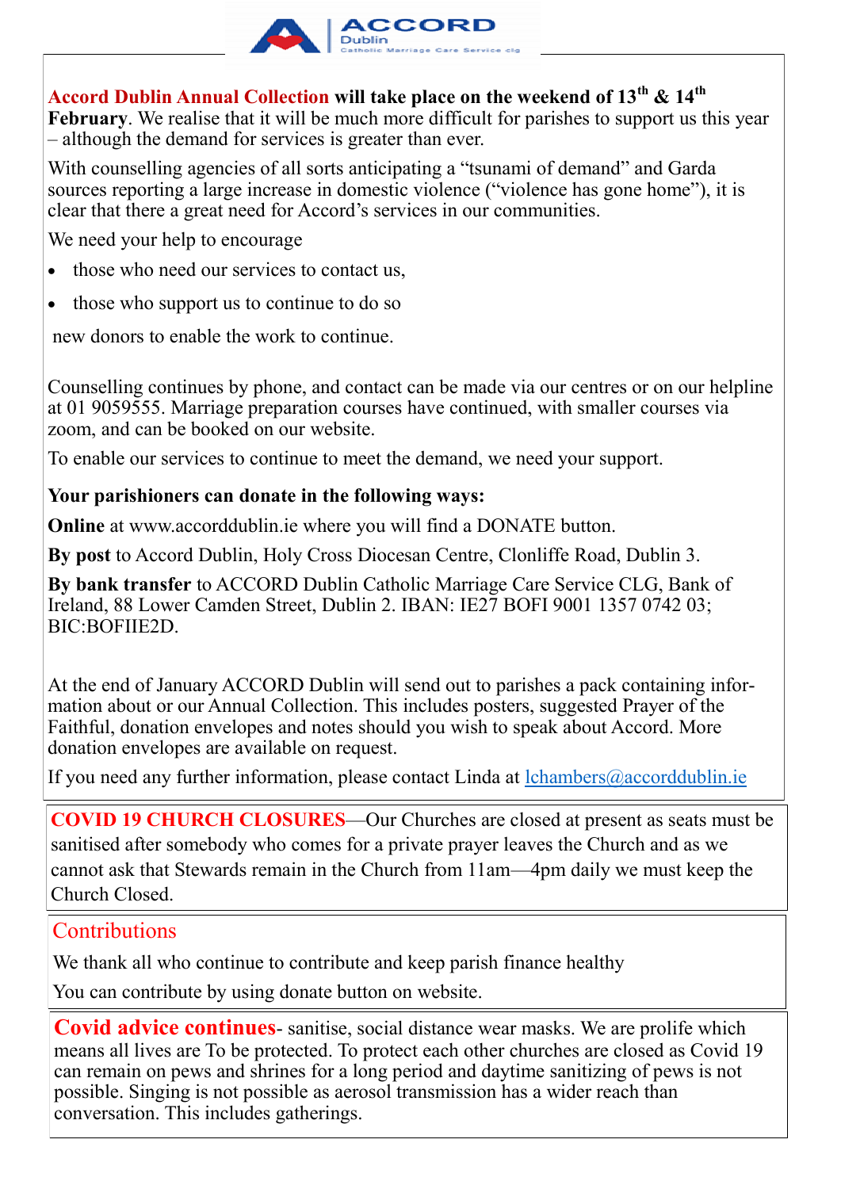**ACCORD Dublin** Catholic Marriage Care Service clg

**Accord Dublin Annual Collection will take place on the weekend of 13th & 14th February**. We realise that it will be much more difficult for parishes to support us this year – although the demand for services is greater than ever.

With counselling agencies of all sorts anticipating a "tsunami of demand" and Garda sources reporting a large increase in domestic violence ("violence has gone home"), it is clear that there a great need for Accord's services in our communities.

We need your help to encourage

- those who need our services to contact us,
- those who support us to continue to do so

new donors to enable the work to continue.

Counselling continues by phone, and contact can be made via our centres or on our helpline at 01 9059555. Marriage preparation courses have continued, with smaller courses via zoom, and can be booked on our website.

To enable our services to continue to meet the demand, we need your support.

**Your parishioners can donate in the following ways:**

**Online** at www.accorddublin.ie where you will find a DONATE button.

**By post** to Accord Dublin, Holy Cross Diocesan Centre, Clonliffe Road, Dublin 3.

**By bank transfer** to ACCORD Dublin Catholic Marriage Care Service CLG, Bank of Ireland, 88 Lower Camden Street, Dublin 2. IBAN: IE27 BOFI 9001 1357 0742 03; BIC:BOFIIE2D.

At the end of January ACCORD Dublin will send out to parishes a pack containing information about or our Annual Collection. This includes posters, suggested Prayer of the Faithful, donation envelopes and notes should you wish to speak about Accord. More donation envelopes are available on request.

If you need any further information, please contact Linda at lchambers@accorddublin.ie

**COVID 19 CHURCH CLOSURES**—Our Churches are closed at present as seats must be sanitised after somebody who comes for a private prayer leaves the Church and as we cannot ask that Stewards remain in the Church from 11am—4pm daily we must keep the Church Closed.

## Contributions

We thank all who continue to contribute and keep parish finance healthy

You can contribute by using donate button on website.

**Covid advice continues**- sanitise, social distance wear masks. We are prolife which means all lives are To be protected. To protect each other churches are closed as Covid 19 can remain on pews and shrines for a long period and daytime sanitizing of pews is not possible. Singing is not possible as aerosol transmission has a wider reach than conversation. This includes gatherings.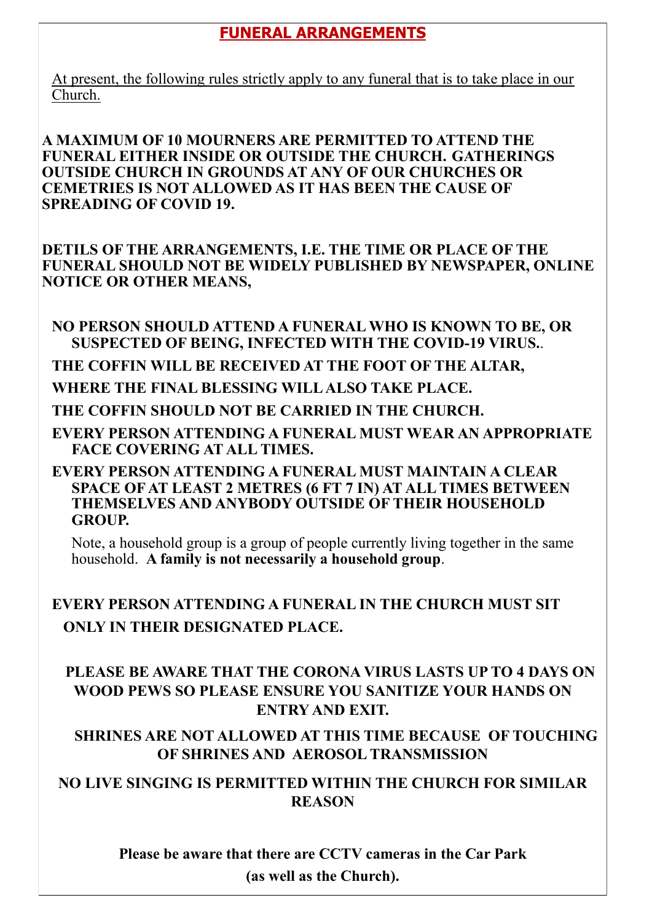# FUNERAL ARRANGEMENTS

At present, the following rules strictly apply to any funeral that is to take place in our Church.

**A MAXIMUM OF 10 MOURNERS ARE PERMITTED TO ATTEND THE FUNERAL EITHER INSIDE OR OUTSIDE THE CHURCH. GATHERINGS OUTSIDE CHURCH IN GROUNDS AT ANY OF OUR CHURCHES OR CEMETRIES IS NOT ALLOWED AS IT HAS BEEN THE CAUSE OF SPREADING OF COVID 19.**

**DETILS OF THE ARRANGEMENTS, I.E. THE TIME OR PLACE OF THE FUNERAL SHOULD NOT BE WIDELY PUBLISHED BY NEWSPAPER, ONLINE NOTICE OR OTHER MEANS,**

**NO PERSON SHOULD ATTEND A FUNERAL WHO IS KNOWN TO BE, OR SUSPECTED OF BEING, INFECTED WITH THE COVID-19 VIRUS.**.

**THE COFFIN WILL BE RECEIVED AT THE FOOT OF THE ALTAR,**

**WHERE THE FINAL BLESSING WILL ALSO TAKE PLACE.**

**THE COFFIN SHOULD NOT BE CARRIED IN THE CHURCH.**

**EVERY PERSON ATTENDING A FUNERAL MUST WEAR AN APPROPRIATE FACE COVERING AT ALL TIMES.**

**EVERY PERSON ATTENDING A FUNERAL MUST MAINTAIN A CLEAR SPACE OF AT LEAST 2 METRES (6 FT 7 IN) AT ALL TIMES BETWEEN THEMSELVES AND ANYBODY OUTSIDE OF THEIR HOUSEHOLD GROUP.**

Note, a household group is a group of people currently living together in the same household. **A family is not necessarily a household group**.

**EVERY PERSON ATTENDING A FUNERAL IN THE CHURCH MUST SIT ONLY IN THEIR DESIGNATED PLACE.**

**PLEASE BE AWARE THAT THE CORONA VIRUS LASTS UP TO 4 DAYS ON WOOD PEWS SO PLEASE ENSURE YOU SANITIZE YOUR HANDS ON ENTRY AND EXIT.**

**SHRINES ARE NOT ALLOWED AT THIS TIME BECAUSE OF TOUCHING OF SHRINES AND AEROSOL TRANSMISSION**

**NO LIVE SINGING IS PERMITTED WITHIN THE CHURCH FOR SIMILAR REASON**

**Please be aware that there are CCTV cameras in the Car Park (as well as the Church).**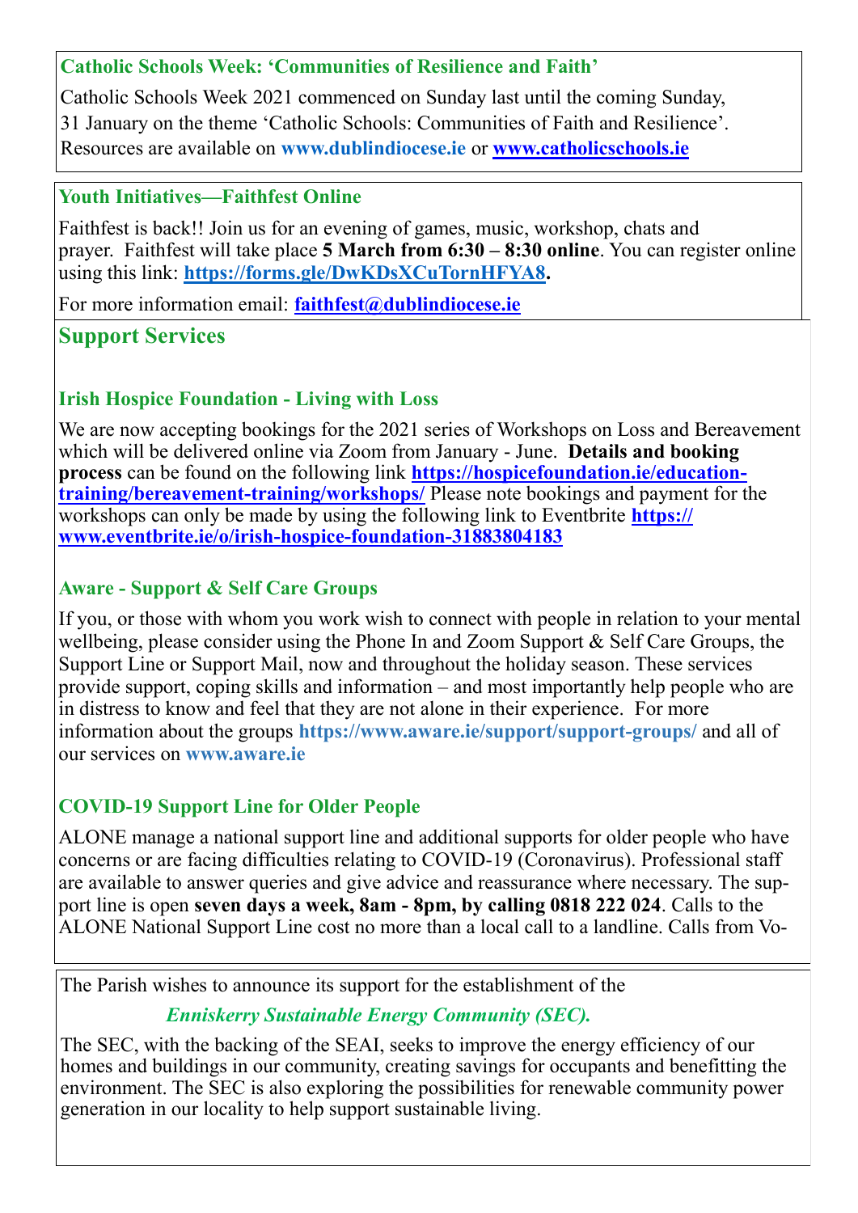### Catholic Schools Week: 'Communities of Resilience and Faith'

Catholic Schools Week 2021 commenced on Sunday last until the coming Sunday, 31 January on the theme 'Catholic Schools: Communities of Faith and Resilience'. Resources are available on **www.dublindiocese.ie** or **www.catholicschools.ie**

### Youth Initiatives—Faithfest Online

Faithfest is back!! Join us for an evening of games, music, workshop, chats and prayer. Faithfest will take place **5 March from 6:30 – 8:30 online**. You can register online using this link: **https://forms.gle/DwKDsXCuTornHFYA8.**

For more information email: **faithfest@dublindiocese.ie**

## Support Services

### Irish Hospice Foundation - Living with Loss

We are now accepting bookings for the 2021 series of Workshops on Loss and Bereavement which will be delivered online via Zoom from January - June. **Details and booking process** can be found on the following link **https://hospicefoundation.ie/education-training/bereavement-training/workshops/** Please note bookings and payment for the workshops can only be made by using the following link to Eventbrite **https://www.eventbrite.ie/o/irish-hospice-foundation-31883804183**

### Aware - Support & Self Care Groups

If you, or those with whom you work wish to connect with people in relation to your mental wellbeing, please consider using the Phone In and Zoom Support & Self Care Groups, the Support Line or Support Mail, now and throughout the holiday season. These services provide support, coping skills and information – and most importantly help people who are in distress to know and feel that they are not alone in their experience. For more information about the groups **https://www.aware.ie/support/support-groups/** and all of our services on **www.aware.ie**

### COVID-19 Support Line for Older People

ALONE manage a national support line and additional supports for older people who have concerns or are facing difficulties relating to COVID-19 (Coronavirus). Professional staff are available to answer queries and give advice and reassurance where necessary. The support line is open **seven days a week, 8am - 8pm, by calling 0818 222 024**. Calls to the ALONE National Support Line cost no more than a local call to a landline. Calls from Vo-

The Parish wishes to announce its support for the establishment of the

***Enniskerry Sustainable Energy Community (SEC).***

The SEC, with the backing of the SEAI, seeks to improve the energy efficiency of our homes and buildings in our community, creating savings for occupants and benefitting the environment. The SEC is also exploring the possibilities for renewable community power generation in our locality to help support sustainable living.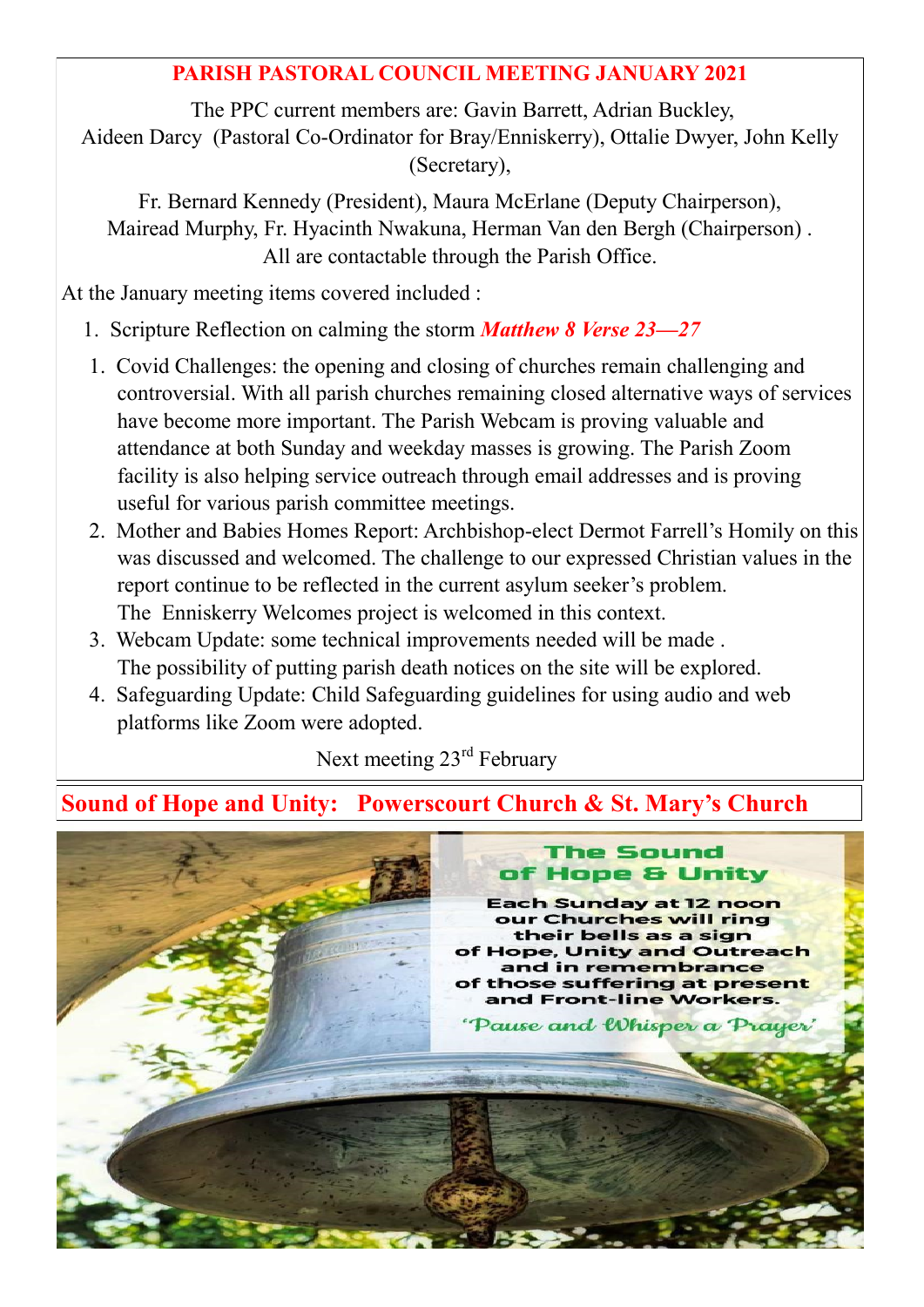## PARISH PASTORAL COUNCIL MEETING JANUARY 2021

The PPC current members are: Gavin Barrett, Adrian Buckley, Aideen Darcy (Pastoral Co-Ordinator for Bray/Enniskerry), Ottalie Dwyer, John Kelly (Secretary),

Fr. Bernard Kennedy (President), Maura McErlane (Deputy Chairperson), Mairead Murphy, Fr. Hyacinth Nwakuna, Herman Van den Bergh (Chairperson) . All are contactable through the Parish Office.

At the January meeting items covered included :

1. Scripture Reflection on calming the storm ***Matthew 8 Verse 23—27***

1. Covid Challenges: the opening and closing of churches remain challenging and controversial. With all parish churches remaining closed alternative ways of services have become more important. The Parish Webcam is proving valuable and attendance at both Sunday and weekday masses is growing. The Parish Zoom facility is also helping service outreach through email addresses and is proving useful for various parish committee meetings.
2. Mother and Babies Homes Report: Archbishop-elect Dermot Farrell's Homily on this was discussed and welcomed. The challenge to our expressed Christian values in the report continue to be reflected in the current asylum seeker's problem. The Enniskerry Welcomes project is welcomed in this context.
3. Webcam Update: some technical improvements needed will be made . The possibility of putting parish death notices on the site will be explored.
4. Safeguarding Update: Child Safeguarding guidelines for using audio and web platforms like Zoom were adopted.

Next meeting 23rd February

## Sound of Hope and Unity: Powerscourt Church & St. Mary's Church

**The Sound of Hope & Unity**

Each Sunday at 12 noon our Churches will ring their bells as a sign of Hope, Unity and Outreach and in remembrance of those suffering at present and Front-line Workers.

*'Pause and Whisper a Prayer'*